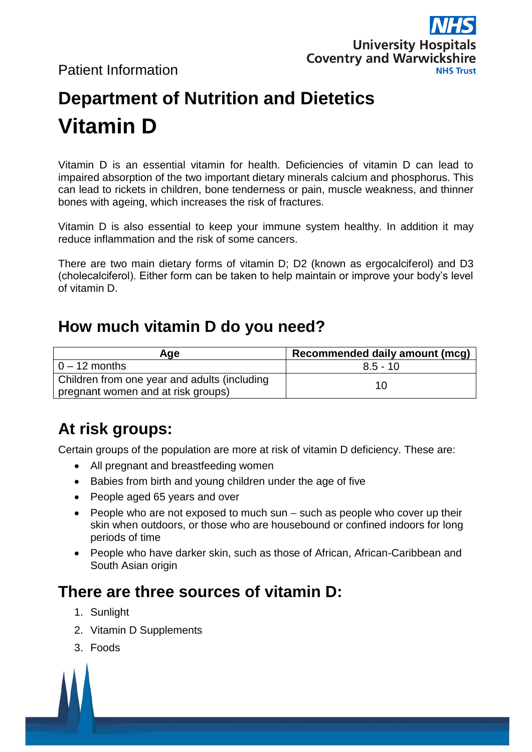Patient Information

# Department of Nutrition and Dietetics

# Vitamin D

Vitamin D is an essential vitamin for health. Deficiencies of vitamin D can lead to impaired absorption of the two important dietary minerals calcium and phosphorus. This can lead to rickets in children, bone tenderness or pain, muscle weakness, and thinner bones with ageing, which increases the risk of fractures.

Vitamin D is also essential to keep your immune system healthy. In addition it may reduce inflammation and the risk of some cancers.

There are two main dietary forms of vitamin D; D2 (known as ergocalciferol) and D3 (cholecalciferol). Either form can be taken to help maintain or improve your body's level of vitamin D.

## How much vitamin D do you need?

| Age | Recommended daily amount (mcg) |
|---|---|
| 0 – 12 months | 8.5 - 10 |
| Children from one year and adults (including pregnant women and at risk groups) | 10 |

## At risk groups:

Certain groups of the population are more at risk of vitamin D deficiency. These are:

- All pregnant and breastfeeding women
- Babies from birth and young children under the age of five
- People aged 65 years and over
- People who are not exposed to much sun – such as people who cover up their skin when outdoors, or those who are housebound or confined indoors for long periods of time
- People who have darker skin, such as those of African, African-Caribbean and South Asian origin

## There are three sources of vitamin D:

1. Sunlight
2. Vitamin D Supplements
3. Foods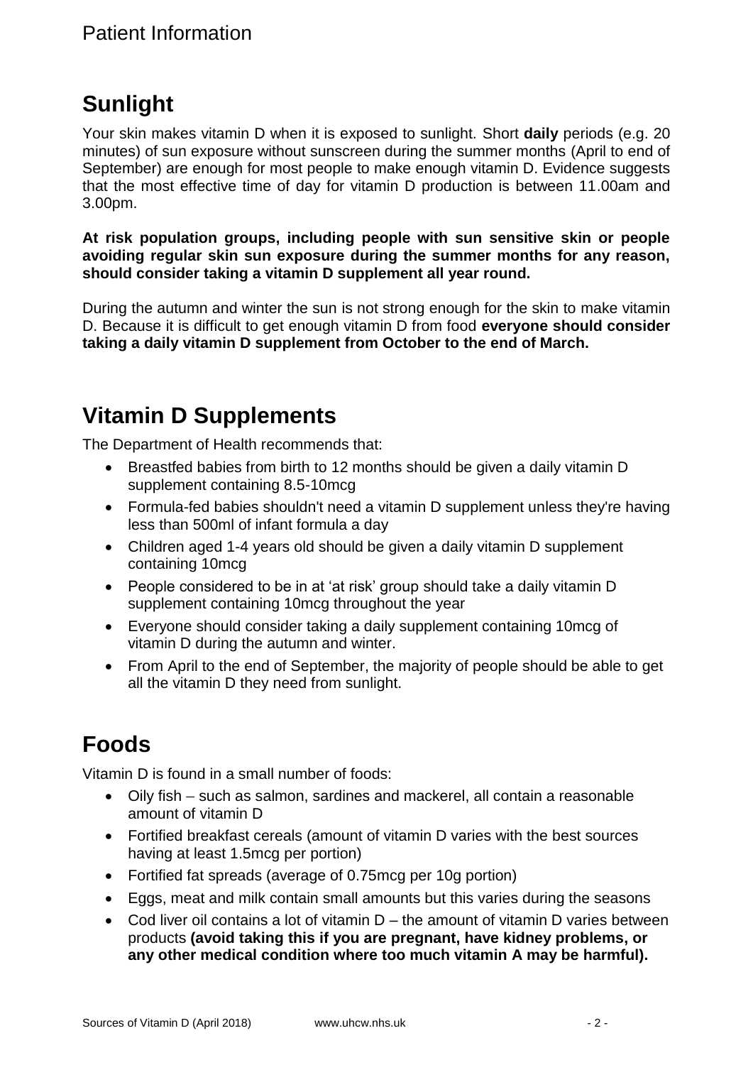## Sunlight

Your skin makes vitamin D when it is exposed to sunlight. Short **daily** periods (e.g. 20 minutes) of sun exposure without sunscreen during the summer months (April to end of September) are enough for most people to make enough vitamin D. Evidence suggests that the most effective time of day for vitamin D production is between 11.00am and 3.00pm.

**At risk population groups, including people with sun sensitive skin or people avoiding regular skin sun exposure during the summer months for any reason, should consider taking a vitamin D supplement all year round.**

During the autumn and winter the sun is not strong enough for the skin to make vitamin D. Because it is difficult to get enough vitamin D from food **everyone should consider taking a daily vitamin D supplement from October to the end of March.**

## Vitamin D Supplements

The Department of Health recommends that:

- Breastfed babies from birth to 12 months should be given a daily vitamin D supplement containing 8.5-10mcg
- Formula-fed babies shouldn't need a vitamin D supplement unless they're having less than 500ml of infant formula a day
- Children aged 1-4 years old should be given a daily vitamin D supplement containing 10mcg
- People considered to be in at 'at risk' group should take a daily vitamin D supplement containing 10mcg throughout the year
- Everyone should consider taking a daily supplement containing 10mcg of vitamin D during the autumn and winter.
- From April to the end of September, the majority of people should be able to get all the vitamin D they need from sunlight.

## Foods

Vitamin D is found in a small number of foods:

- Oily fish – such as salmon, sardines and mackerel, all contain a reasonable amount of vitamin D
- Fortified breakfast cereals (amount of vitamin D varies with the best sources having at least 1.5mcg per portion)
- Fortified fat spreads (average of 0.75mcg per 10g portion)
- Eggs, meat and milk contain small amounts but this varies during the seasons
- Cod liver oil contains a lot of vitamin D – the amount of vitamin D varies between products **(avoid taking this if you are pregnant, have kidney problems, or any other medical condition where too much vitamin A may be harmful).**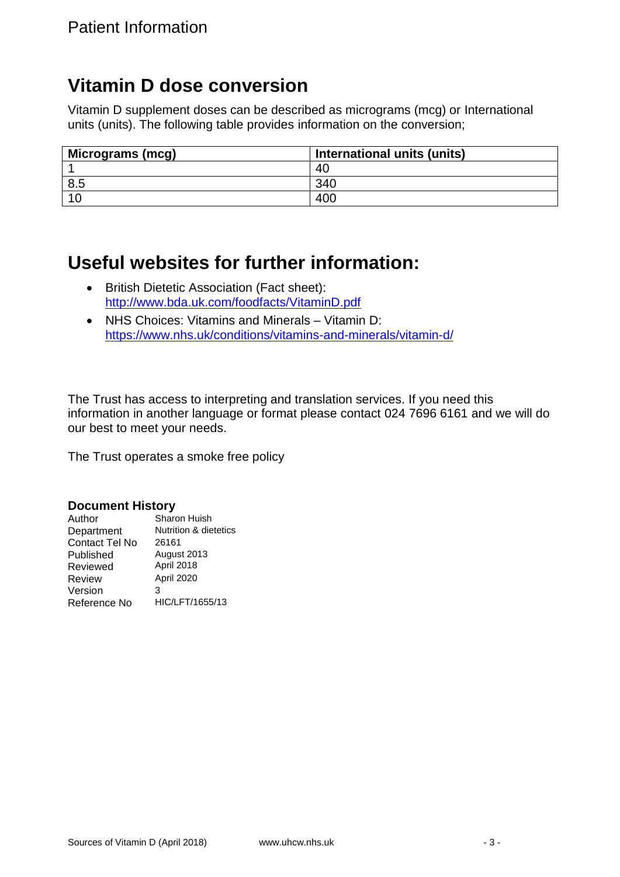Patient Information

# Vitamin D dose conversion

Vitamin D supplement doses can be described as micrograms (mcg) or International units (units). The following table provides information on the conversion;

| Micrograms (mcg) | International units (units) |
|---|---|
| 1 | 40 |
| 8.5 | 340 |
| 10 | 400 |

# Useful websites for further information:

- British Dietetic Association (Fact sheet): http://www.bda.uk.com/foodfacts/VitaminD.pdf
- NHS Choices: Vitamins and Minerals – Vitamin D: https://www.nhs.uk/conditions/vitamins-and-minerals/vitamin-d/

The Trust has access to interpreting and translation services. If you need this information in another language or format please contact 024 7696 6161 and we will do our best to meet your needs.

The Trust operates a smoke free policy

**Document History**

| | |
|---|---|
| Author | Sharon Huish |
| Department | Nutrition & dietetics |
| Contact Tel No | 26161 |
| Published | August 2013 |
| Reviewed | April 2018 |
| Review | April 2020 |
| Version | 3 |
| Reference No | HIC/LFT/1655/13 |